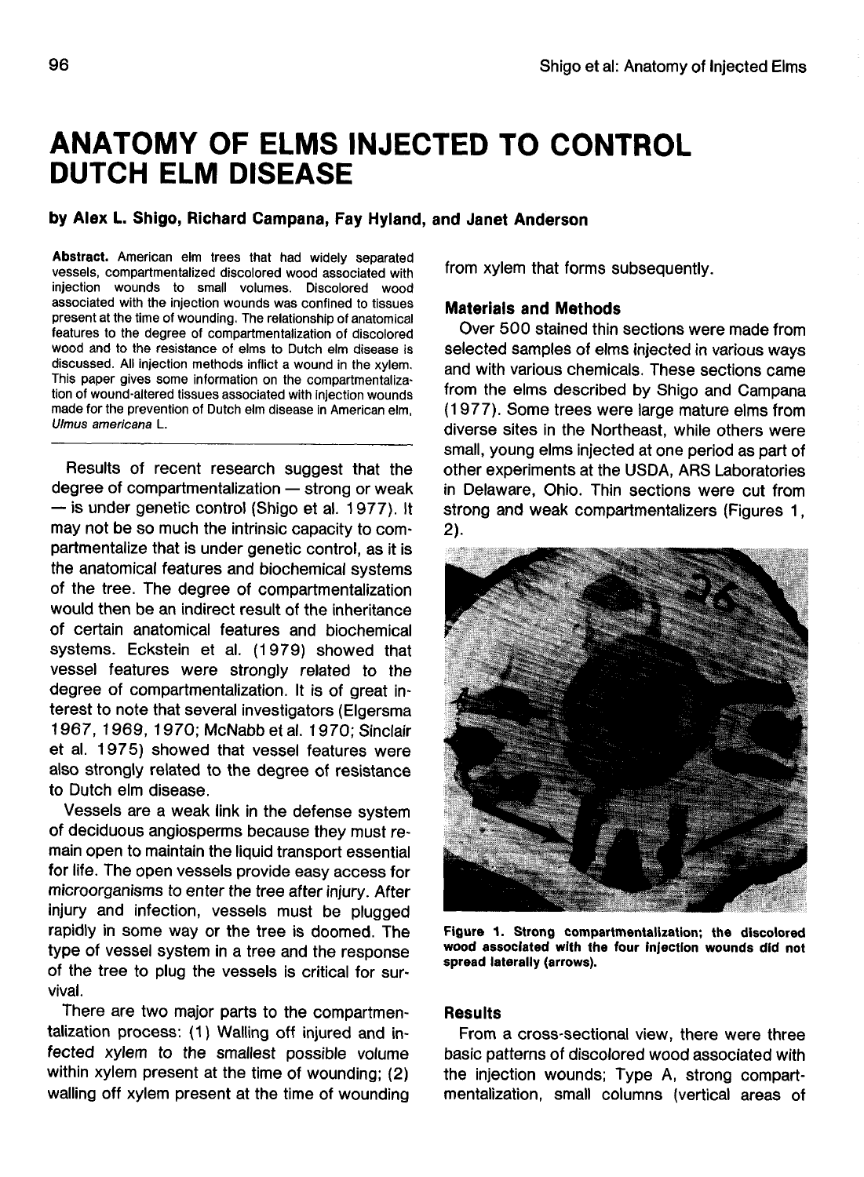# ANATOMY OF ELMS INJECTED TO CONTROL DUTCH ELM DISEASE

**by Alex L. Shigo, Richard Campana, Fay Hyland, and Janet Anderson**

**Abstract.** American elm trees that had widely separated vessels, compartmentalized discolored wood associated with injection wounds to small volumes. Discolored wood associated with the injection wounds was confined to tissues present at the time of wounding. The relationship of anatomical features to the degree of compartmentalization of discolored wood and to the resistance of elms to Dutch elm disease is discussed. All injection methods inflict a wound in the xylem. This paper gives some information on the compartmentalization of wound-altered tissues associated with injection wounds made for the prevention of Dutch elm disease in American elm, *Ulmus americana* L.

Results of recent research suggest that the degree of compartmentalization — strong or weak — is under genetic control (Shigo et al. 1977). It may not be so much the intrinsic capacity to compartmentalize that is under genetic control, as it is the anatomical features and biochemical systems of the tree. The degree of compartmentalization would then be an indirect result of the inheritance of certain anatomical features and biochemical systems. Eckstein et al. (1979) showed that vessel features were strongly related to the degree of compartmentalization. It is of great interest to note that several investigators (Elgersma 1967, 1969, 1970; McNabb et al. 1970; Sinclair et al. 1975) showed that vessel features were also strongly related to the degree of resistance to Dutch elm disease.

Vessels are a weak link in the defense system of deciduous angiosperms because they must remain open to maintain the liquid transport essential for life. The open vessels provide easy access for microorganisms to enter the tree after injury. After injury and infection, vessels must be plugged rapidly in some way or the tree is doomed. The type of vessel system in a tree and the response of the tree to plug the vessels is critical for survival.

There are two major parts to the compartmentalization process: (1) Walling off injured and infected xylem to the smallest possible volume within xylem present at the time of wounding; (2) walling off xylem present at the time of wounding from xylem that forms subsequently.

## Materials and Methods

Over 500 stained thin sections were made from selected samples of elms injected in various ways and with various chemicals. These sections came from the elms described by Shigo and Campana (1977). Some trees were large mature elms from diverse sites in the Northeast, while others were small, young elms injected at one period as part of other experiments at the USDA, ARS Laboratories in Delaware, Ohio. Thin sections were cut from strong and weak compartmentalizers (Figures 1, 2).

**Figure 1. Strong compartmentalization; the discolored wood associated with the four injection wounds did not spread laterally (arrows).**

## Results

From a cross-sectional view, there were three basic patterns of discolored wood associated with the injection wounds; Type A, strong compartmentalization, small columns (vertical areas of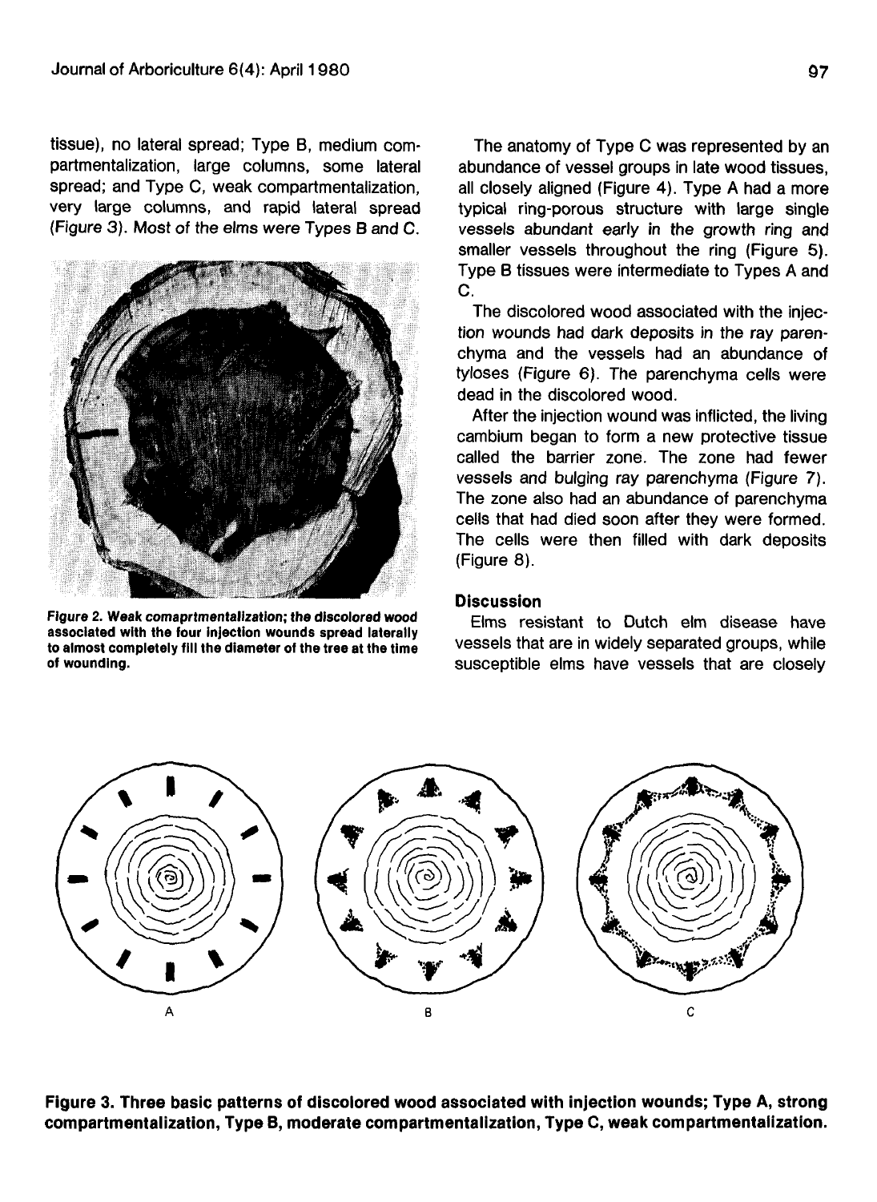tissue), no lateral spread; Type B, medium compartmentalization, large columns, some lateral spread; and Type C, weak compartmentalization, very large columns, and rapid lateral spread (Figure 3). Most of the elms were Types B and C.

**Figure 2. Weak comaprtmentalization; the discolored wood associated with the four injection wounds spread laterally to almost completely fill the diameter of the tree at the time of wounding.**

The anatomy of Type C was represented by an abundance of vessel groups in late wood tissues, all closely aligned (Figure 4). Type A had a more typical ring-porous structure with large single vessels abundant early in the growth ring and smaller vessels throughout the ring (Figure 5). Type B tissues were intermediate to Types A and C.

The discolored wood associated with the injection wounds had dark deposits in the ray parenchyma and the vessels had an abundance of tyloses (Figure 6). The parenchyma cells were dead in the discolored wood.

After the injection wound was inflicted, the living cambium began to form a new protective tissue called the barrier zone. The zone had fewer vessels and bulging ray parenchyma (Figure 7). The zone also had an abundance of parenchyma cells that had died soon after they were formed. The cells were then filled with dark deposits (Figure 8).

## Discussion

Elms resistant to Dutch elm disease have vessels that are in widely separated groups, while susceptible elms have vessels that are closely

**Figure 3. Three basic patterns of discolored wood associated with injection wounds; Type A, strong compartmentalization, Type B, moderate compartmentalization, Type C, weak compartmentalization.**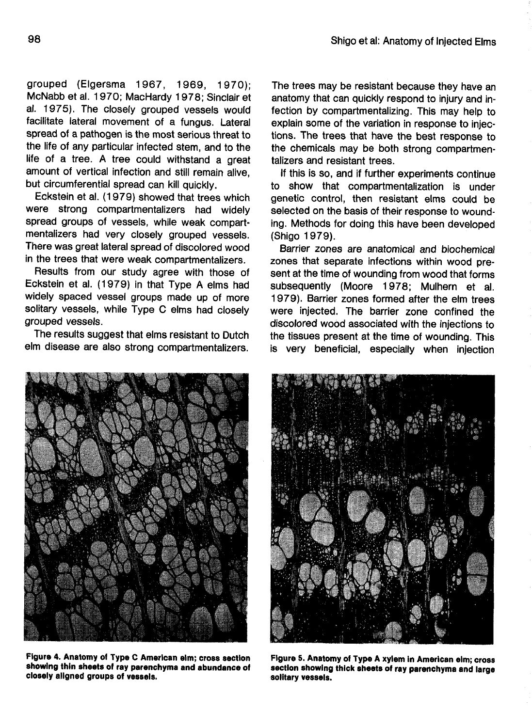grouped (Elgersma 1967, 1969, 1970); McNabb et al. 1970; MacHardy 1978; Sinclair et al. 1975). The closely grouped vessels would facilitate lateral movement of a fungus. Lateral spread of a pathogen is the most serious threat to the life of any particular infected stem, and to the life of a tree. A tree could withstand a great amount of vertical infection and still remain alive, but circumferential spread can kill quickly.

Eckstein et al. (1979) showed that trees which were strong compartmentalizers had widely spread groups of vessels, while weak compartmentalizers had very closely grouped vessels. There was great lateral spread of discolored wood in the trees that were weak compartmentalizers.

Results from our study agree with those of Eckstein et al. (1979) in that Type A elms had widely spaced vessel groups made up of more solitary vessels, while Type C elms had closely grouped vessels.

The results suggest that elms resistant to Dutch elm disease are also strong compartmentalizers. The trees may be resistant because they have an anatomy that can quickly respond to injury and infection by compartmentalizing. This may help to explain some of the variation in response to injections. The trees that have the best response to the chemicals may be both strong compartmentalizers and resistant trees.

If this is so, and if further experiments continue to show that compartmentalization is under genetic control, then resistant elms could be selected on the basis of their response to wounding. Methods for doing this have been developed (Shigo 1979).

Barrier zones are anatomical and biochemical zones that separate infections within wood present at the time of wounding from wood that forms subsequently (Moore 1978; Mulhern et al. 1979). Barrier zones formed after the elm trees were injected. The barrier zone confined the discolored wood associated with the injections to the tissues present at the time of wounding. This is very beneficial, especially when injection

**Figure 4. Anatomy of Type C American elm; cross section showing thin sheets of ray parenchyma and abundance of closely aligned groups of vessels.**

**Figure 5. Anatomy of Type A xylem in American elm; cross section showing thick sheets of ray parenchyma and large solitary vessels.**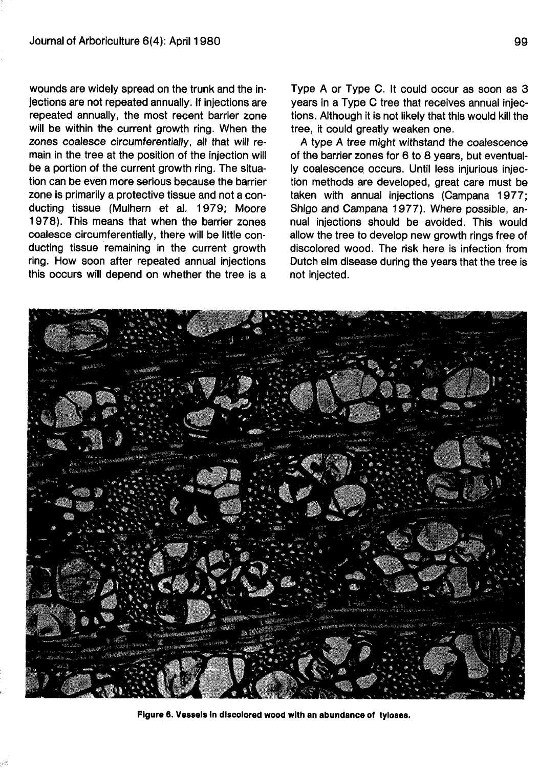wounds are widely spread on the trunk and the injections are not repeated annually. If injections are repeated annually, the most recent barrier zone will be within the current growth ring. When the zones coalesce circumferentially, all that will remain in the tree at the position of the injection will be a portion of the current growth ring. The situation can be even more serious because the barrier zone is primarily a protective tissue and not a conducting tissue (Mulhern et al. 1979; Moore 1978). This means that when the barrier zones coalesce circumferentially, there will be little conducting tissue remaining in the current growth ring. How soon after repeated annual injections this occurs will depend on whether the tree is a Type A or Type C. It could occur as soon as 3 years in a Type C tree that receives annual injections. Although it is not likely that this would kill the tree, it could greatly weaken one.

A type A tree might withstand the coalescence of the barrier zones for 6 to 8 years, but eventually coalescence occurs. Until less injurious injection methods are developed, great care must be taken with annual injections (Campana 1977; Shigo and Campana 1977). Where possible, annual injections should be avoided. This would allow the tree to develop new growth rings free of discolored wood. The risk here is infection from Dutch elm disease during the years that the tree is not injected.

**Figure 6. Vessels in discolored wood with an abundance of tyloses.**